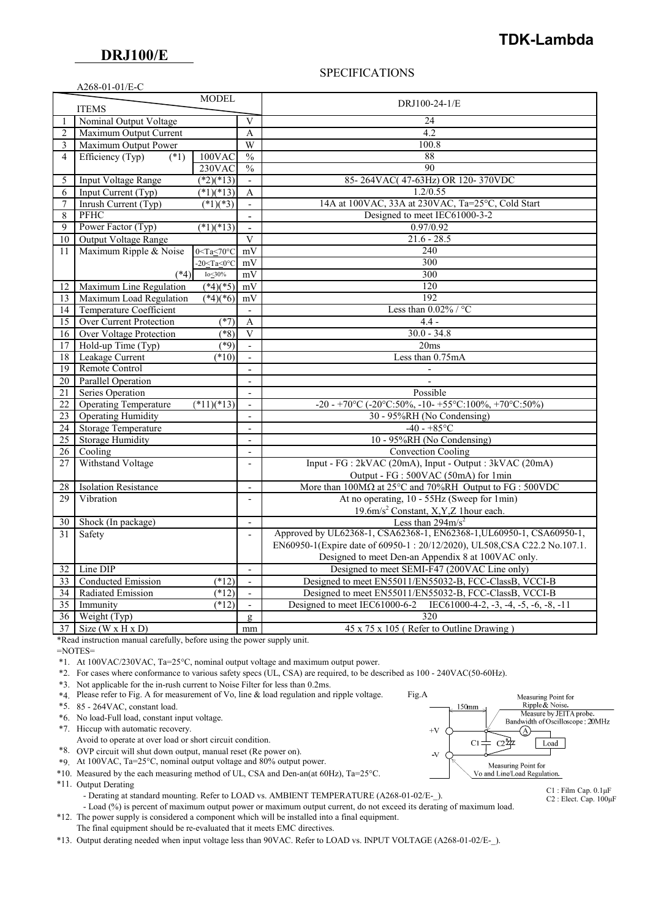**TDK-Lambda**

# DRJ100/E

## SPECIFICATIONS

A268-01-01/E-C

| | ITEMS | | MODEL | DRJ100-24-1/E |
|---|---|---|---|---|
| 1 | Nominal Output Voltage | | V | 24 |
| 2 | Maximum Output Current | | A | 4.2 |
| 3 | Maximum Output Power | | W | 100.8 |
| 4 | Efficiency (Typ) (*1) | 100VAC | % | 88 |
| | | 230VAC | % | 90 |
| 5 | Input Voltage Range (*2)(*13) | | - | 85- 264VAC( 47-63Hz) OR 120- 370VDC |
| 6 | Input Current (Typ) (*1)(*13) | | A | 1.2/0.55 |
| 7 | Inrush Current (Typ) (*1)(*3) | | - | 14A at 100VAC, 33A at 230VAC, Ta=25°C, Cold Start |
| 8 | PFHC | | - | Designed to meet IEC61000-3-2 |
| 9 | Power Factor (Typ) (*1)(*13) | | - | 0.97/0.92 |
| 10 | Output Voltage Range | | V | 21.6 - 28.5 |
| 11 | Maximum Ripple & Noise | 0<Ta≤70°C | mV | 240 |
| | | -20≤Ta≤0°C | mV | 300 |
| | (*4) | Io≤30% | mV | 300 |
| 12 | Maximum Line Regulation (*4)(*5) | | mV | 120 |
| 13 | Maximum Load Regulation (*4)(*6) | | mV | 192 |
| 14 | Temperature Coefficient | | - | Less than 0.02% / °C |
| 15 | Over Current Protection (*7) | | A | 4.4 - |
| 16 | Over Voltage Protection (*8) | | V | 30.0 - 34.8 |
| 17 | Hold-up Time (Typ) (*9) | | - | 20ms |
| 18 | Leakage Current (*10) | | - | Less than 0.75mA |
| 19 | Remote Control | | - | - |
| 20 | Parallel Operation | | - | - |
| 21 | Series Operation | | - | Possible |
| 22 | Operating Temperature (*11)(*13) | | - | -20 - +70°C (-20°C:50%, -10- +55°C:100%, +70°C:50%) |
| 23 | Operating Humidity | | - | 30 - 95%RH (No Condensing) |
| 24 | Storage Temperature | | - | -40 - +85°C |
| 25 | Storage Humidity | | - | 10 - 95%RH (No Condensing) |
| 26 | Cooling | | - | Convection Cooling |
| 27 | Withstand Voltage | | - | Input - FG : 2kVAC (20mA), Input - Output : 3kVAC (20mA) Output - FG : 500VAC (50mA) for 1min |
| 28 | Isolation Resistance | | - | More than 100MΩ at 25°C and 70%RH Output to FG : 500VDC |
| 29 | Vibration | | - | At no operating, 10 - 55Hz (Sweep for 1min) 19.6m/s² Constant, X,Y,Z 1hour each. |
| 30 | Shock (In package) | | - | Less than 294m/s² |
| 31 | Safety | | - | Approved by UL62368-1, CSA62368-1, EN62368-1,UL60950-1, CSA60950-1, EN60950-1(Expire date of 60950-1 : 20/12/2020), UL508,CSA C22.2 No.107.1. Designed to meet Den-an Appendix 8 at 100VAC only. |
| 32 | Line DIP | | - | Designed to meet SEMI-F47 (200VAC Line only) |
| 33 | Conducted Emission (*12) | | - | Designed to meet EN55011/EN55032-B, FCC-ClassB, VCCI-B |
| 34 | Radiated Emission (*12) | | - | Designed to meet EN55011/EN55032-B, FCC-ClassB, VCCI-B |
| 35 | Immunity (*12) | | - | Designed to meet IEC61000-6-2 IEC61000-4-2, -3, -4, -5, -6, -8, -11 |
| 36 | Weight (Typ) | | g | 320 |
| 37 | Size (W x H x D) | | mm | 45 x 75 x 105 ( Refer to Outline Drawing ) |

*Read instruction manual carefully, before using the power supply unit.

=NOTES=

*1. At 100VAC/230VAC, Ta=25°C, nominal output voltage and maximum output power.
*2. For cases where conformance to various safety specs (UL, CSA) are required, to be described as 100 - 240VAC(50-60Hz).
*3. Not applicable for the in-rush current to Noise Filter for less than 0.2ms.
*4. Please refer to Fig. A for measurement of Vo, line & load regulation and ripple voltage.
*5. 85 - 264VAC, constant load.
*6. No load-Full load, constant input voltage.
*7. Hiccup with automatic recovery.
Avoid to operate at over load or short circuit condition.
*8. OVP circuit will shut down output, manual reset (Re power on).
*9. At 100VAC, Ta=25°C, nominal output voltage and 80% output power.
*10. Measured by the each measuring method of UL, CSA and Den-an(at 60Hz), Ta=25°C.
*11. Output Derating
- Derating at standard mounting. Refer to LOAD vs. AMBIENT TEMPERATURE (A268-01-02/E-_).
- Load (%) is percent of maximum output power or maximum output current, do not exceed its derating of maximum load.
*12. The power supply is considered a component which will be installed into a final equipment.
The final equipment should be re-evaluated that it meets EMC directives.
*13. Output derating needed when input voltage less than 90VAC. Refer to LOAD vs. INPUT VOLTAGE (A268-01-02/E-_).

Fig.A

Measuring Point for Ripple & Noise. Measure by JEITA probe. Bandwidth of Oscilloscope : 20MHz

150mm

+V, -V, C1, C2, A, Load

Measuring Point for Vo and Line/Load Regulation.

C1 : Film Cap. 0.1μF
C2 : Elect. Cap. 100μF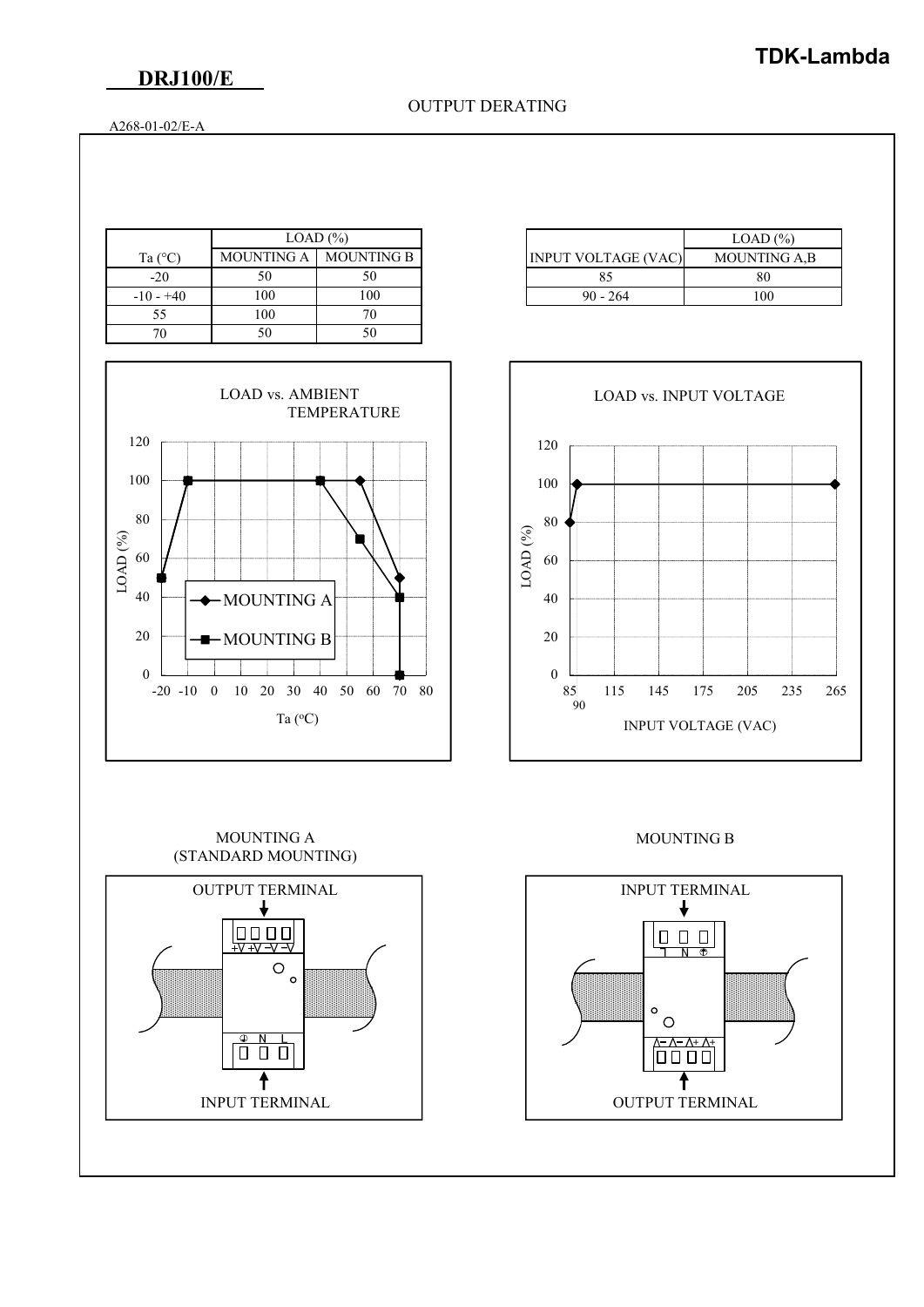# DRJ100/E

OUTPUT DERATING

A268-01-02/E-A

| Ta (°C) | LOAD (%) MOUNTING A | LOAD (%) MOUNTING B |
|---|---|---|
| -20 | 50 | 50 |
| -10 - +40 | 100 | 100 |
| 55 | 100 | 70 |
| 70 | 50 | 50 |

| INPUT VOLTAGE (VAC) | LOAD (%) MOUNTING A,B |
|---|---|
| 85 | 80 |
| 90 - 264 | 100 |

LOAD vs. AMBIENT TEMPERATURE

120
100
80
60
40
20
0

LOAD (%)

MOUNTING A
MOUNTING B

-20 -10 0 10 20 30 40 50 60 70 80

Ta (°C)

LOAD vs. INPUT VOLTAGE

120
100
80
60
40
20
0

LOAD (%)

85 90 115 145 175 205 235 265

INPUT VOLTAGE (VAC)

MOUNTING A
(STANDARD MOUNTING)

OUTPUT TERMINAL

+V +V -V -V

N L

INPUT TERMINAL

MOUNTING B

INPUT TERMINAL

L N

-V -V +V +V

OUTPUT TERMINAL